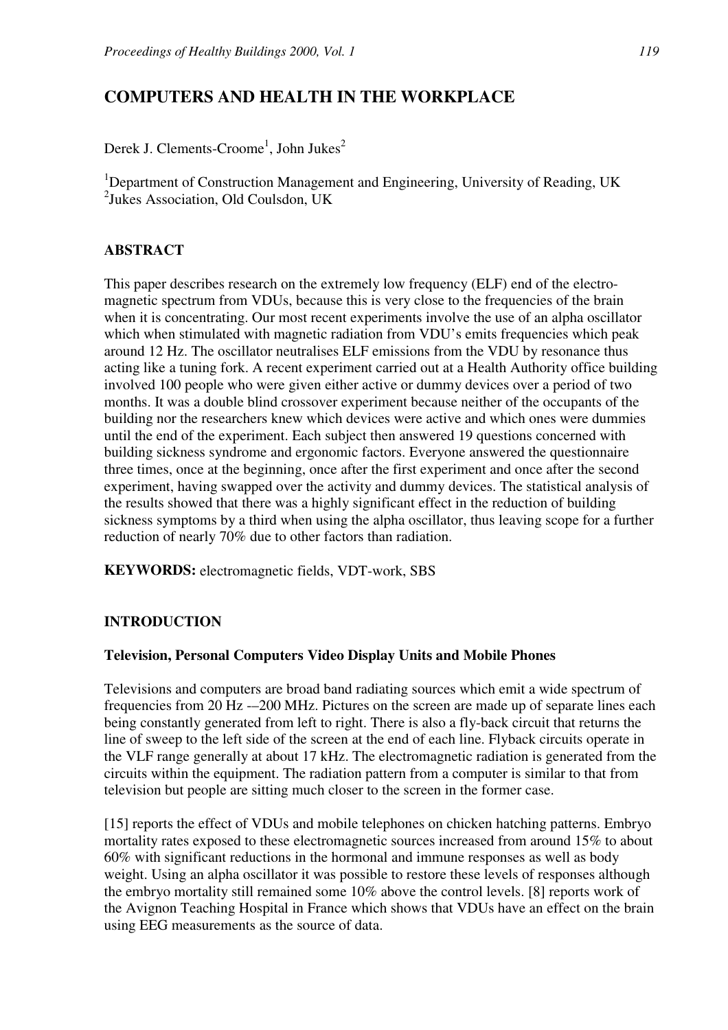# COMPUTERS AND HEALTH IN THE WORKPLACE

Derek J. Clements-Croome[1], John Jukes[2]

[1]Department of Construction Management and Engineering, University of Reading, UK
[2]Jukes Association, Old Coulsdon, UK

## ABSTRACT

This paper describes research on the extremely low frequency (ELF) end of the electromagnetic spectrum from VDUs, because this is very close to the frequencies of the brain when it is concentrating. Our most recent experiments involve the use of an alpha oscillator which when stimulated with magnetic radiation from VDU's emits frequencies which peak around 12 Hz. The oscillator neutralises ELF emissions from the VDU by resonance thus acting like a tuning fork. A recent experiment carried out at a Health Authority office building involved 100 people who were given either active or dummy devices over a period of two months. It was a double blind crossover experiment because neither of the occupants of the building nor the researchers knew which devices were active and which ones were dummies until the end of the experiment. Each subject then answered 19 questions concerned with building sickness syndrome and ergonomic factors. Everyone answered the questionnaire three times, once at the beginning, once after the first experiment and once after the second experiment, having swapped over the activity and dummy devices. The statistical analysis of the results showed that there was a highly significant effect in the reduction of building sickness symptoms by a third when using the alpha oscillator, thus leaving scope for a further reduction of nearly 70% due to other factors than radiation.

**KEYWORDS:** electromagnetic fields, VDT-work, SBS

## INTRODUCTION

### Television, Personal Computers Video Display Units and Mobile Phones

Televisions and computers are broad band radiating sources which emit a wide spectrum of frequencies from 20 Hz -–200 MHz. Pictures on the screen are made up of separate lines each being constantly generated from left to right. There is also a fly-back circuit that returns the line of sweep to the left side of the screen at the end of each line. Flyback circuits operate in the VLF range generally at about 17 kHz. The electromagnetic radiation is generated from the circuits within the equipment. The radiation pattern from a computer is similar to that from television but people are sitting much closer to the screen in the former case.

[15] reports the effect of VDUs and mobile telephones on chicken hatching patterns. Embryo mortality rates exposed to these electromagnetic sources increased from around 15% to about 60% with significant reductions in the hormonal and immune responses as well as body weight. Using an alpha oscillator it was possible to restore these levels of responses although the embryo mortality still remained some 10% above the control levels. [8] reports work of the Avignon Teaching Hospital in France which shows that VDUs have an effect on the brain using EEG measurements as the source of data.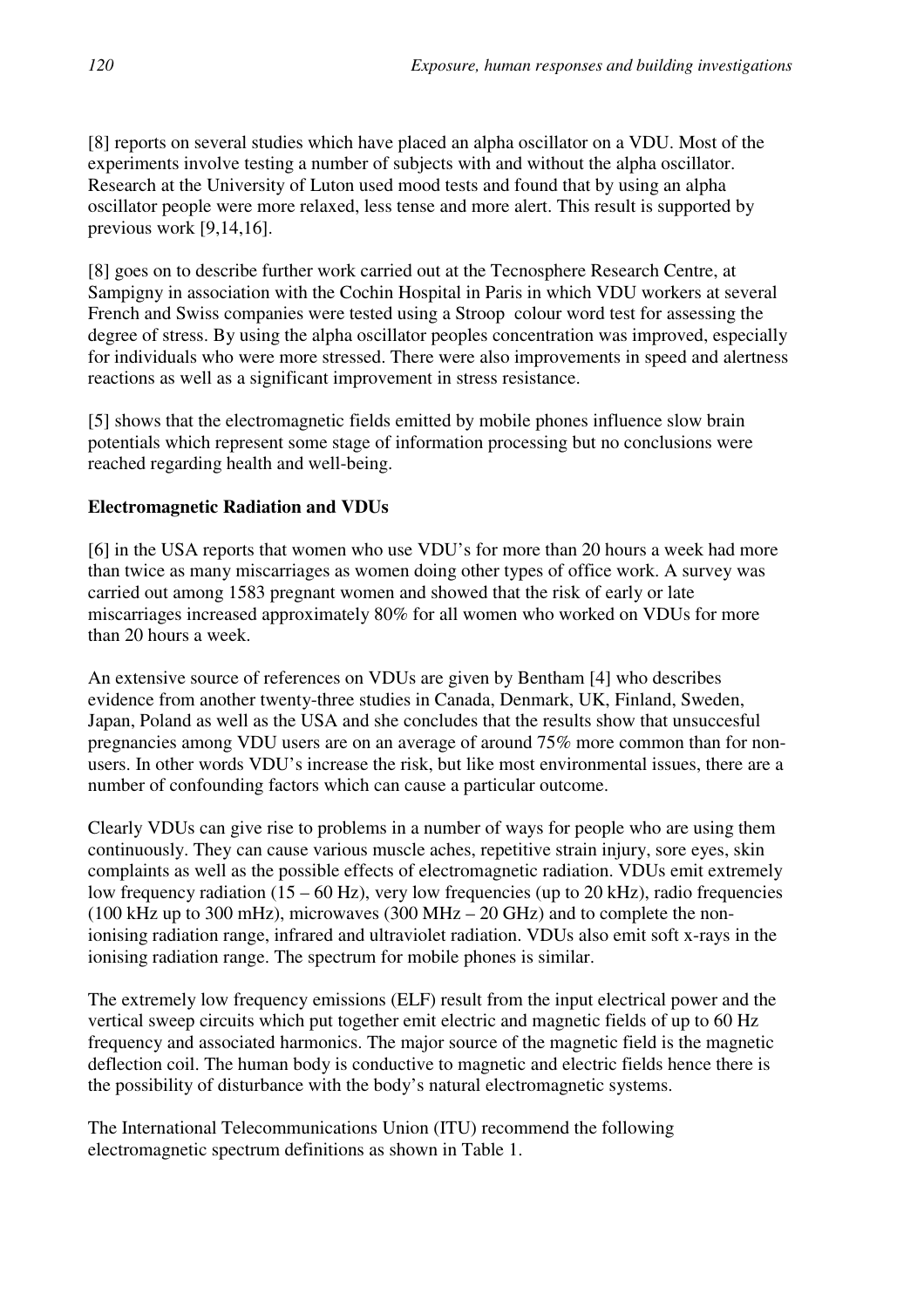[8] reports on several studies which have placed an alpha oscillator on a VDU. Most of the experiments involve testing a number of subjects with and without the alpha oscillator. Research at the University of Luton used mood tests and found that by using an alpha oscillator people were more relaxed, less tense and more alert. This result is supported by previous work [9,14,16].

[8] goes on to describe further work carried out at the Tecnosphere Research Centre, at Sampigny in association with the Cochin Hospital in Paris in which VDU workers at several French and Swiss companies were tested using a Stroop colour word test for assessing the degree of stress. By using the alpha oscillator peoples concentration was improved, especially for individuals who were more stressed. There were also improvements in speed and alertness reactions as well as a significant improvement in stress resistance.

[5] shows that the electromagnetic fields emitted by mobile phones influence slow brain potentials which represent some stage of information processing but no conclusions were reached regarding health and well-being.

**Electromagnetic Radiation and VDUs**

[6] in the USA reports that women who use VDU's for more than 20 hours a week had more than twice as many miscarriages as women doing other types of office work. A survey was carried out among 1583 pregnant women and showed that the risk of early or late miscarriages increased approximately 80% for all women who worked on VDUs for more than 20 hours a week.

An extensive source of references on VDUs are given by Bentham [4] who describes evidence from another twenty-three studies in Canada, Denmark, UK, Finland, Sweden, Japan, Poland as well as the USA and she concludes that the results show that unsuccesful pregnancies among VDU users are on an average of around 75% more common than for non-users. In other words VDU's increase the risk, but like most environmental issues, there are a number of confounding factors which can cause a particular outcome.

Clearly VDUs can give rise to problems in a number of ways for people who are using them continuously. They can cause various muscle aches, repetitive strain injury, sore eyes, skin complaints as well as the possible effects of electromagnetic radiation. VDUs emit extremely low frequency radiation (15 – 60 Hz), very low frequencies (up to 20 kHz), radio frequencies (100 kHz up to 300 mHz), microwaves (300 MHz – 20 GHz) and to complete the non-ionising radiation range, infrared and ultraviolet radiation. VDUs also emit soft x-rays in the ionising radiation range. The spectrum for mobile phones is similar.

The extremely low frequency emissions (ELF) result from the input electrical power and the vertical sweep circuits which put together emit electric and magnetic fields of up to 60 Hz frequency and associated harmonics. The major source of the magnetic field is the magnetic deflection coil. The human body is conductive to magnetic and electric fields hence there is the possibility of disturbance with the body's natural electromagnetic systems.

The International Telecommunications Union (ITU) recommend the following electromagnetic spectrum definitions as shown in Table 1.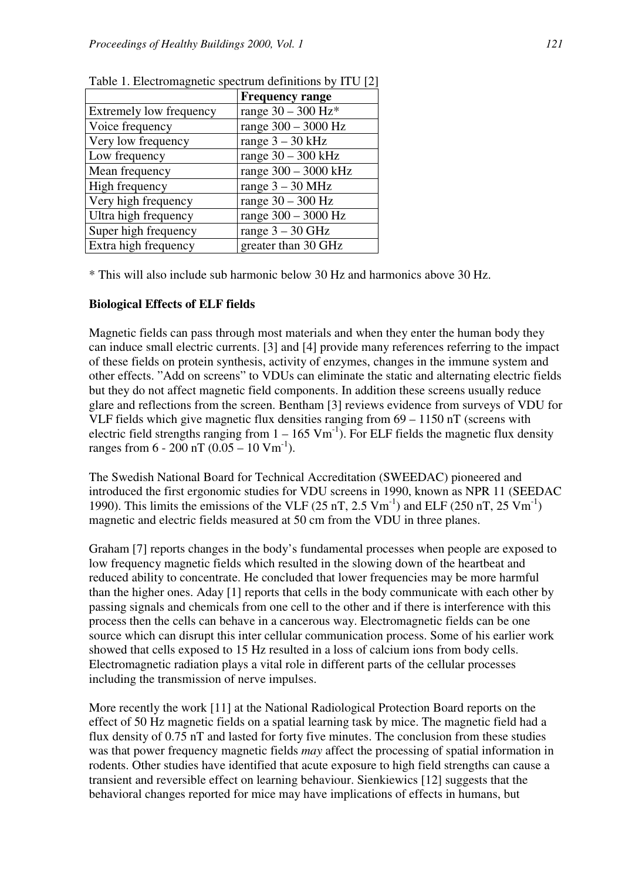Table 1. Electromagnetic spectrum definitions by ITU [2]

| | **Frequency range** |
|---|---|
| Extremely low frequency | range 30 – 300 Hz* |
| Voice frequency | range 300 – 3000 Hz |
| Very low frequency | range 3 – 30 kHz |
| Low frequency | range 30 – 300 kHz |
| Mean frequency | range 300 – 3000 kHz |
| High frequency | range 3 – 30 MHz |
| Very high frequency | range 30 – 300 Hz |
| Ultra high frequency | range 300 – 3000 Hz |
| Super high frequency | range 3 – 30 GHz |
| Extra high frequency | greater than 30 GHz |

* This will also include sub harmonic below 30 Hz and harmonics above 30 Hz.

**Biological Effects of ELF fields**

Magnetic fields can pass through most materials and when they enter the human body they can induce small electric currents. [3] and [4] provide many references referring to the impact of these fields on protein synthesis, activity of enzymes, changes in the immune system and other effects. "Add on screens" to VDUs can eliminate the static and alternating electric fields but they do not affect magnetic field components. In addition these screens usually reduce glare and reflections from the screen. Bentham [3] reviews evidence from surveys of VDU for VLF fields which give magnetic flux densities ranging from 69 – 1150 nT (screens with electric field strengths ranging from 1 – 165 $Vm^{-1}$). For ELF fields the magnetic flux density ranges from 6 - 200 nT (0.05 – 10 $Vm^{-1}$).

The Swedish National Board for Technical Accreditation (SWEEDAC) pioneered and introduced the first ergonomic studies for VDU screens in 1990, known as NPR 11 (SEEDAC 1990). This limits the emissions of the VLF (25 nT, 2.5 $Vm^{-1}$) and ELF (250 nT, 25 $Vm^{-1}$) magnetic and electric fields measured at 50 cm from the VDU in three planes.

Graham [7] reports changes in the body's fundamental processes when people are exposed to low frequency magnetic fields which resulted in the slowing down of the heartbeat and reduced ability to concentrate. He concluded that lower frequencies may be more harmful than the higher ones. Aday [1] reports that cells in the body communicate with each other by passing signals and chemicals from one cell to the other and if there is interference with this process then the cells can behave in a cancerous way. Electromagnetic fields can be one source which can disrupt this inter cellular communication process. Some of his earlier work showed that cells exposed to 15 Hz resulted in a loss of calcium ions from body cells. Electromagnetic radiation plays a vital role in different parts of the cellular processes including the transmission of nerve impulses.

More recently the work [11] at the National Radiological Protection Board reports on the effect of 50 Hz magnetic fields on a spatial learning task by mice. The magnetic field had a flux density of 0.75 nT and lasted for forty five minutes. The conclusion from these studies was that power frequency magnetic fields *may* affect the processing of spatial information in rodents. Other studies have identified that acute exposure to high field strengths can cause a transient and reversible effect on learning behaviour. Sienkiewics [12] suggests that the behavioral changes reported for mice may have implications of effects in humans, but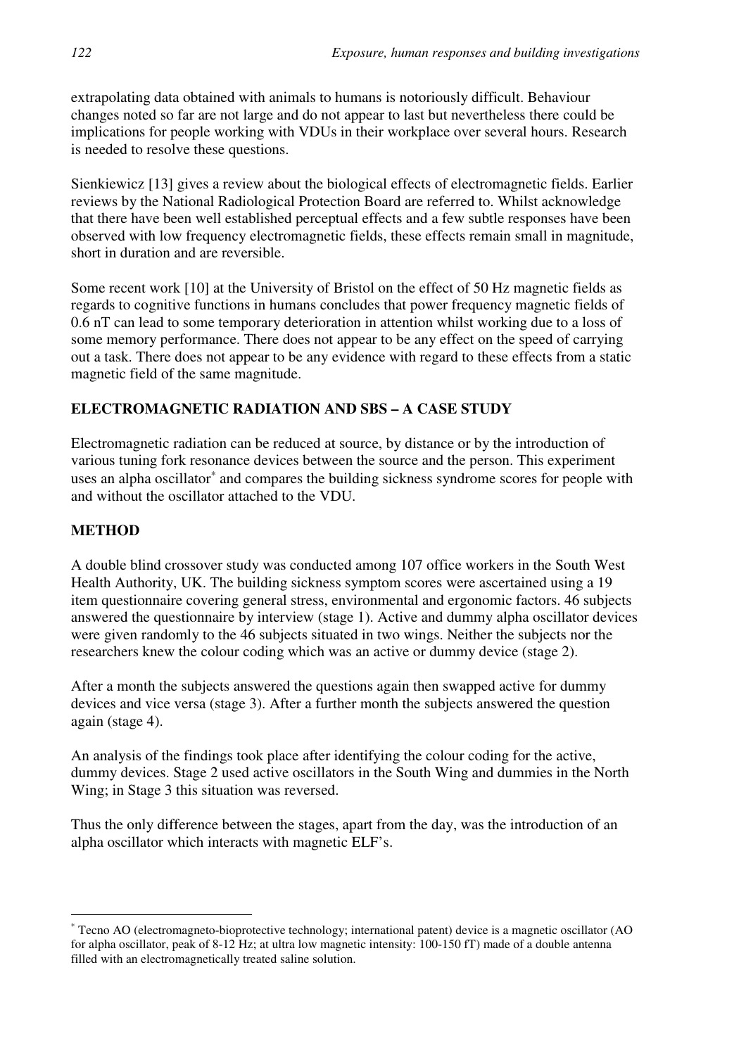extrapolating data obtained with animals to humans is notoriously difficult. Behaviour changes noted so far are not large and do not appear to last but nevertheless there could be implications for people working with VDUs in their workplace over several hours. Research is needed to resolve these questions.

Sienkiewicz [13] gives a review about the biological effects of electromagnetic fields. Earlier reviews by the National Radiological Protection Board are referred to. Whilst acknowledge that there have been well established perceptual effects and a few subtle responses have been observed with low frequency electromagnetic fields, these effects remain small in magnitude, short in duration and are reversible.

Some recent work [10] at the University of Bristol on the effect of 50 Hz magnetic fields as regards to cognitive functions in humans concludes that power frequency magnetic fields of 0.6 nT can lead to some temporary deterioration in attention whilst working due to a loss of some memory performance. There does not appear to be any effect on the speed of carrying out a task. There does not appear to be any evidence with regard to these effects from a static magnetic field of the same magnitude.

## ELECTROMAGNETIC RADIATION AND SBS – A CASE STUDY

Electromagnetic radiation can be reduced at source, by distance or by the introduction of various tuning fork resonance devices between the source and the person. This experiment uses an alpha oscillator* and compares the building sickness syndrome scores for people with and without the oscillator attached to the VDU.

## METHOD

A double blind crossover study was conducted among 107 office workers in the South West Health Authority, UK. The building sickness symptom scores were ascertained using a 19 item questionnaire covering general stress, environmental and ergonomic factors. 46 subjects answered the questionnaire by interview (stage 1). Active and dummy alpha oscillator devices were given randomly to the 46 subjects situated in two wings. Neither the subjects nor the researchers knew the colour coding which was an active or dummy device (stage 2).

After a month the subjects answered the questions again then swapped active for dummy devices and vice versa (stage 3). After a further month the subjects answered the question again (stage 4).

An analysis of the findings took place after identifying the colour coding for the active, dummy devices. Stage 2 used active oscillators in the South Wing and dummies in the North Wing; in Stage 3 this situation was reversed.

Thus the only difference between the stages, apart from the day, was the introduction of an alpha oscillator which interacts with magnetic ELF's.

---

* Tecno AO (electromagneto-bioprotective technology; international patent) device is a magnetic oscillator (AO for alpha oscillator, peak of 8-12 Hz; at ultra low magnetic intensity: 100-150 fT) made of a double antenna filled with an electromagnetically treated saline solution.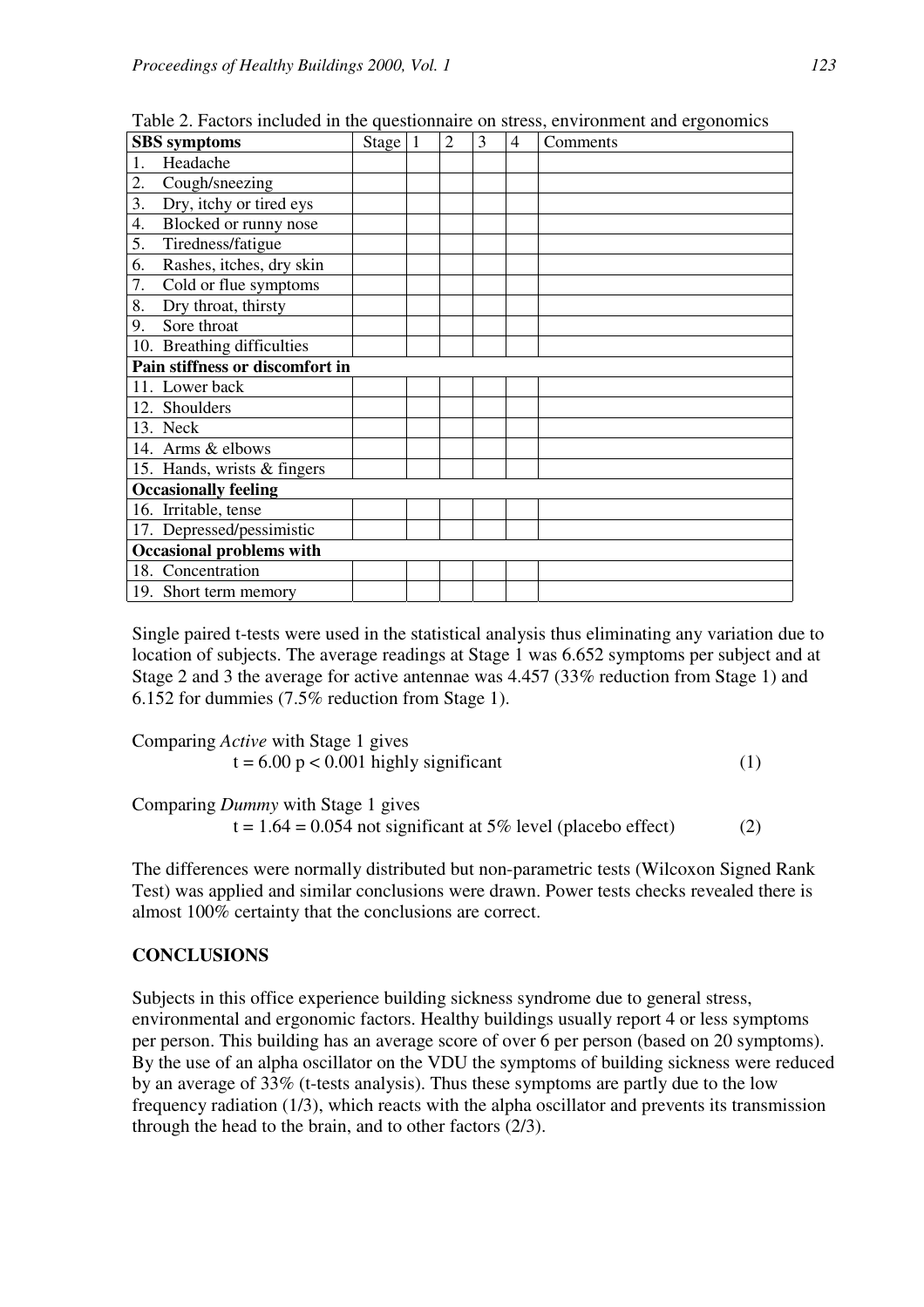Table 2. Factors included in the questionnaire on stress, environment and ergonomics

| SBS symptoms | Stage | 1 | 2 | 3 | 4 | Comments |
|---|---|---|---|---|---|---|
| 1. Headache | | | | | | |
| 2. Cough/sneezing | | | | | | |
| 3. Dry, itchy or tired eys | | | | | | |
| 4. Blocked or runny nose | | | | | | |
| 5. Tiredness/fatigue | | | | | | |
| 6. Rashes, itches, dry skin | | | | | | |
| 7. Cold or flue symptoms | | | | | | |
| 8. Dry throat, thirsty | | | | | | |
| 9. Sore throat | | | | | | |
| 10. Breathing difficulties | | | | | | |
| **Pain stiffness or discomfort in** | | | | | | |
| 11. Lower back | | | | | | |
| 12. Shoulders | | | | | | |
| 13. Neck | | | | | | |
| 14. Arms & elbows | | | | | | |
| 15. Hands, wrists & fingers | | | | | | |
| **Occasionally feeling** | | | | | | |
| 16. Irritable, tense | | | | | | |
| 17. Depressed/pessimistic | | | | | | |
| **Occasional problems with** | | | | | | |
| 18. Concentration | | | | | | |
| 19. Short term memory | | | | | | |

Single paired t-tests were used in the statistical analysis thus eliminating any variation due to location of subjects. The average readings at Stage 1 was 6.652 symptoms per subject and at Stage 2 and 3 the average for active antennae was 4.457 (33% reduction from Stage 1) and 6.152 for dummies (7.5% reduction from Stage 1).

Comparing *Active* with Stage 1 gives

$$t = 6.00 \; p < 0.001 \text{ highly significant} \quad (1)$$

Comparing *Dummy* with Stage 1 gives

$$t = 1.64 = 0.054 \text{ not significant at 5\% level (placebo effect)} \quad (2)$$

The differences were normally distributed but non-parametric tests (Wilcoxon Signed Rank Test) was applied and similar conclusions were drawn. Power tests checks revealed there is almost 100% certainty that the conclusions are correct.

## CONCLUSIONS

Subjects in this office experience building sickness syndrome due to general stress, environmental and ergonomic factors. Healthy buildings usually report 4 or less symptoms per person. This building has an average score of over 6 per person (based on 20 symptoms). By the use of an alpha oscillator on the VDU the symptoms of building sickness were reduced by an average of 33% (t-tests analysis). Thus these symptoms are partly due to the low frequency radiation (1/3), which reacts with the alpha oscillator and prevents its transmission through the head to the brain, and to other factors (2/3).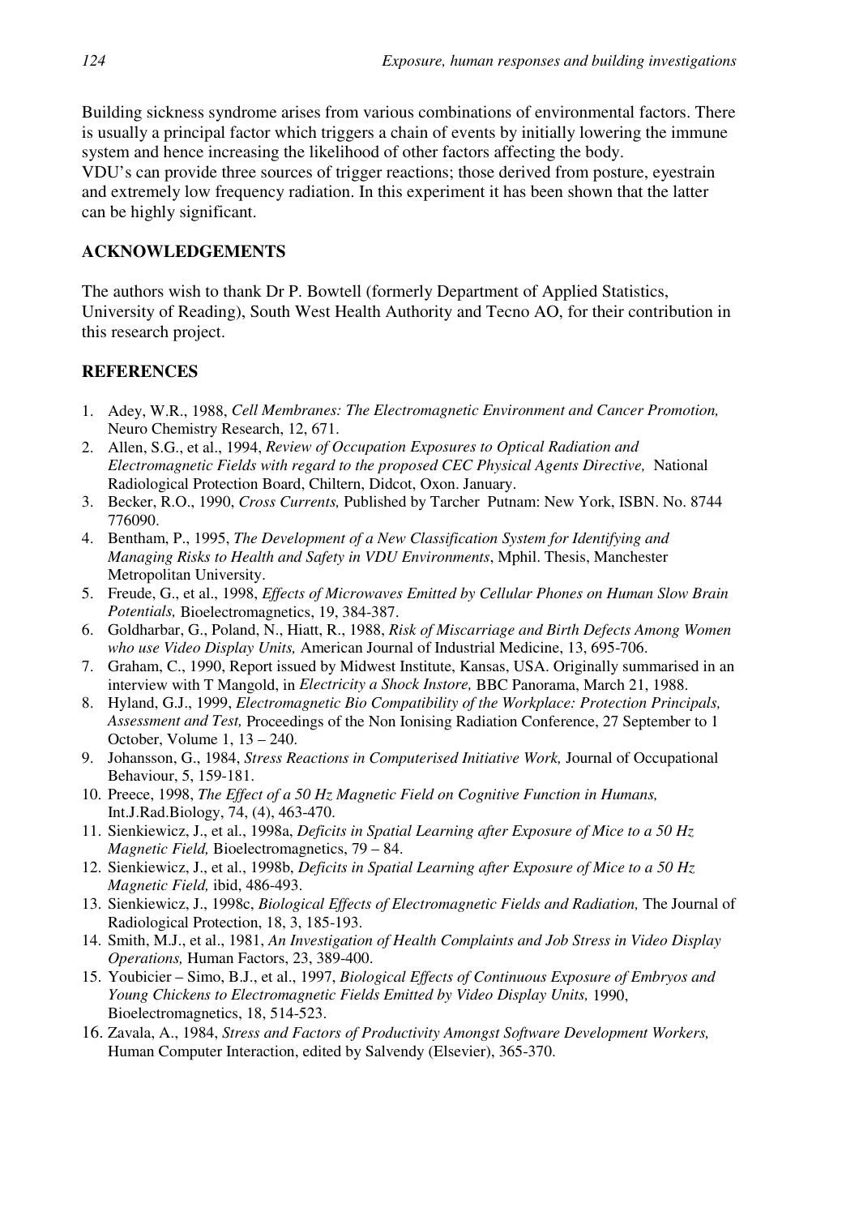Building sickness syndrome arises from various combinations of environmental factors. There is usually a principal factor which triggers a chain of events by initially lowering the immune system and hence increasing the likelihood of other factors affecting the body.
VDU's can provide three sources of trigger reactions; those derived from posture, eyestrain and extremely low frequency radiation. In this experiment it has been shown that the latter can be highly significant.

## ACKNOWLEDGEMENTS

The authors wish to thank Dr P. Bowtell (formerly Department of Applied Statistics, University of Reading), South West Health Authority and Tecno AO, for their contribution in this research project.

## REFERENCES

1. Adey, W.R., 1988, *Cell Membranes: The Electromagnetic Environment and Cancer Promotion,* Neuro Chemistry Research, 12, 671.
2. Allen, S.G., et al., 1994, *Review of Occupation Exposures to Optical Radiation and Electromagnetic Fields with regard to the proposed CEC Physical Agents Directive,* National Radiological Protection Board, Chiltern, Didcot, Oxon. January.
3. Becker, R.O., 1990, *Cross Currents,* Published by Tarcher Putnam: New York, ISBN. No. 8744 776090.
4. Bentham, P., 1995, *The Development of a New Classification System for Identifying and Managing Risks to Health and Safety in VDU Environments*, Mphil. Thesis, Manchester Metropolitan University.
5. Freude, G., et al., 1998, *Effects of Microwaves Emitted by Cellular Phones on Human Slow Brain Potentials,* Bioelectromagnetics, 19, 384-387.
6. Goldharbar, G., Poland, N., Hiatt, R., 1988, *Risk of Miscarriage and Birth Defects Among Women who use Video Display Units,* American Journal of Industrial Medicine, 13, 695-706.
7. Graham, C., 1990, Report issued by Midwest Institute, Kansas, USA. Originally summarised in an interview with T Mangold, in *Electricity a Shock Instore,* BBC Panorama, March 21, 1988.
8. Hyland, G.J., 1999, *Electromagnetic Bio Compatibility of the Workplace: Protection Principals, Assessment and Test,* Proceedings of the Non Ionising Radiation Conference, 27 September to 1 October, Volume 1, 13 – 240.
9. Johansson, G., 1984, *Stress Reactions in Computerised Initiative Work,* Journal of Occupational Behaviour, 5, 159-181.
10. Preece, 1998, *The Effect of a 50 Hz Magnetic Field on Cognitive Function in Humans,* Int.J.Rad.Biology, 74, (4), 463-470.
11. Sienkiewicz, J., et al., 1998a, *Deficits in Spatial Learning after Exposure of Mice to a 50 Hz Magnetic Field,* Bioelectromagnetics, 79 – 84.
12. Sienkiewicz, J., et al., 1998b, *Deficits in Spatial Learning after Exposure of Mice to a 50 Hz Magnetic Field,* ibid, 486-493.
13. Sienkiewicz, J., 1998c, *Biological Effects of Electromagnetic Fields and Radiation,* The Journal of Radiological Protection, 18, 3, 185-193.
14. Smith, M.J., et al., 1981, *An Investigation of Health Complaints and Job Stress in Video Display Operations,* Human Factors, 23, 389-400.
15. Youbicier – Simo, B.J., et al., 1997, *Biological Effects of Continuous Exposure of Embryos and Young Chickens to Electromagnetic Fields Emitted by Video Display Units,* 1990, Bioelectromagnetics, 18, 514-523.
16. Zavala, A., 1984, *Stress and Factors of Productivity Amongst Software Development Workers,* Human Computer Interaction, edited by Salvendy (Elsevier), 365-370.